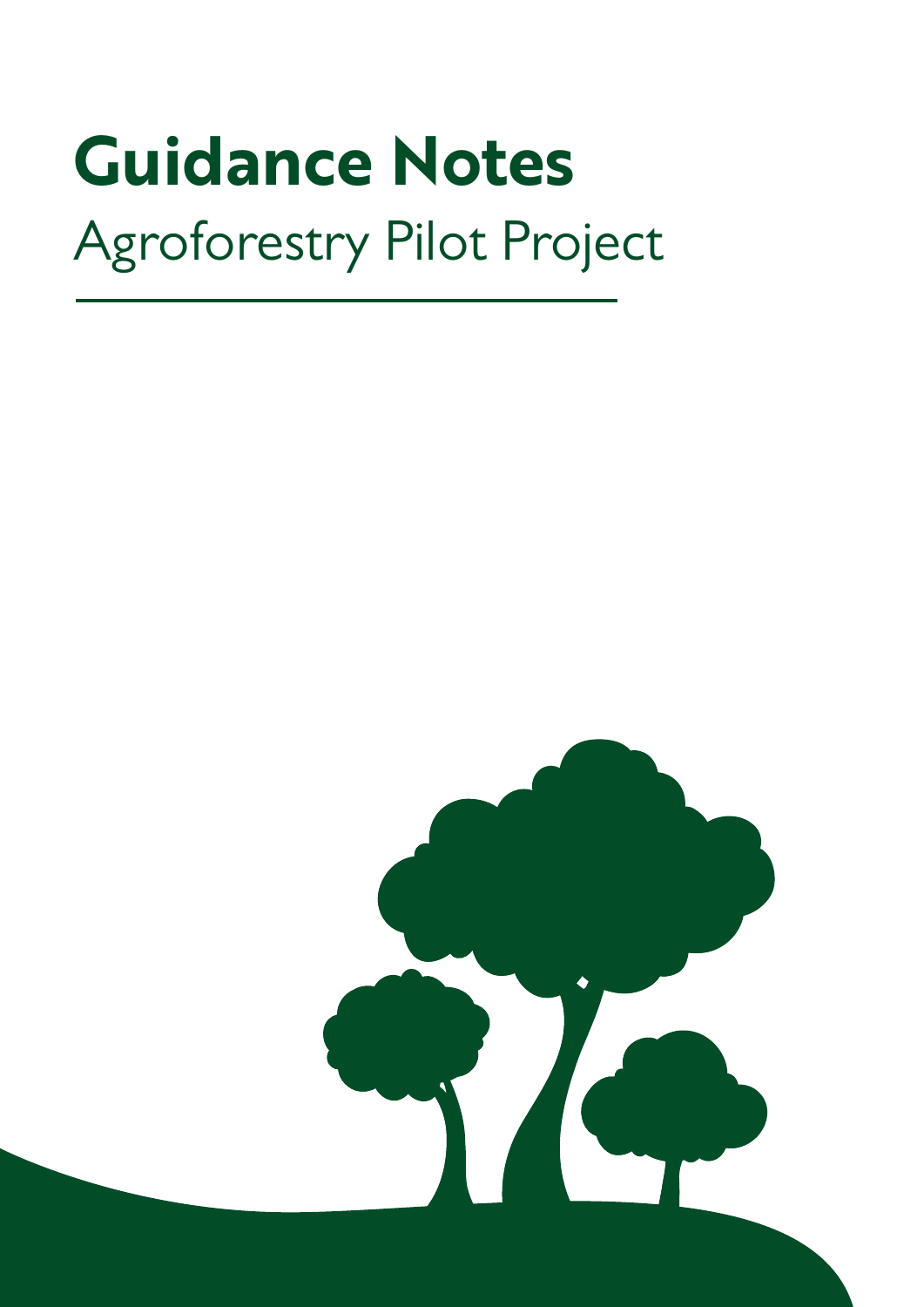# Guidance Notes

## Agroforestry Pilot Project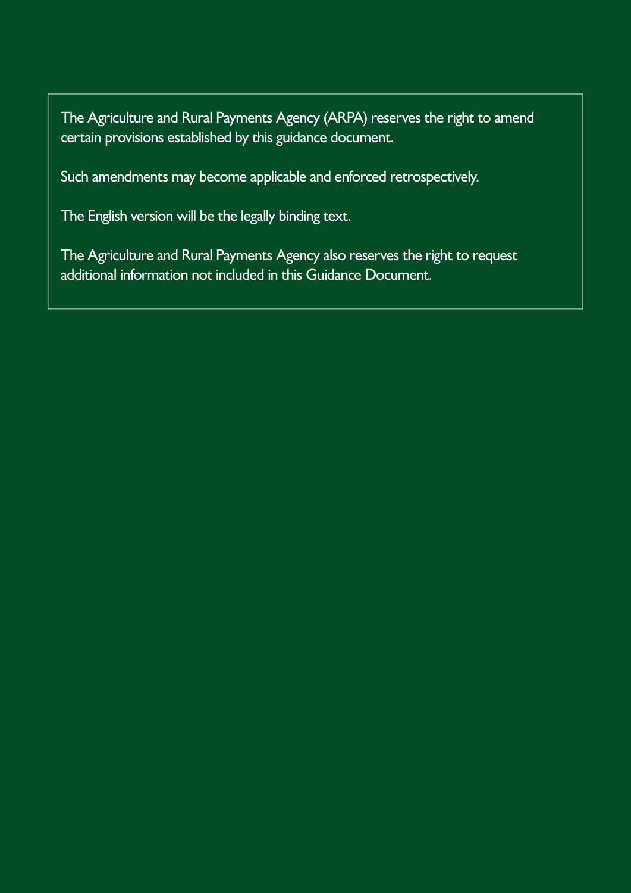The Agriculture and Rural Payments Agency (ARPA) reserves the right to amend certain provisions established by this guidance document.

Such amendments may become applicable and enforced retrospectively.

The English version will be the legally binding text.

The Agriculture and Rural Payments Agency also reserves the right to request additional information not included in this Guidance Document.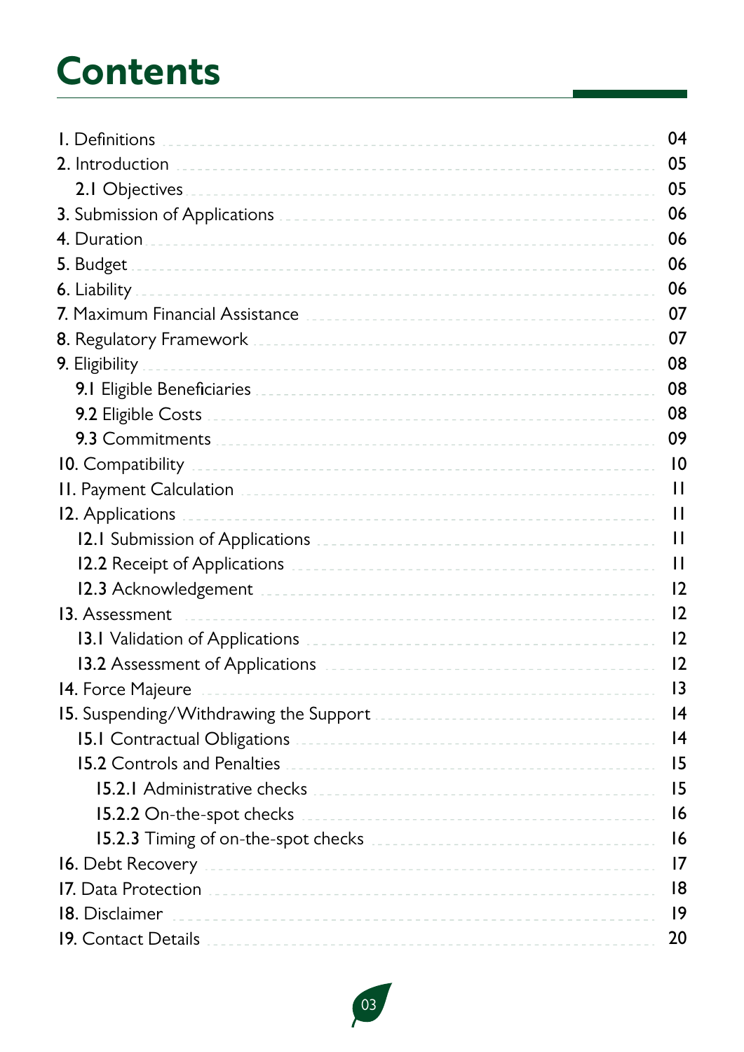# Contents

| | |
|---|---|
| 1. Definitions | 04 |
| 2. Introduction | 05 |
| 2.1 Objectives | 05 |
| 3. Submission of Applications | 06 |
| 4. Duration | 06 |
| 5. Budget | 06 |
| 6. Liability | 06 |
| 7. Maximum Financial Assistance | 07 |
| 8. Regulatory Framework | 07 |
| 9. Eligibility | 08 |
| 9.1 Eligible Beneficiaries | 08 |
| 9.2 Eligible Costs | 08 |
| 9.3 Commitments | 09 |
| 10. Compatibility | 10 |
| 11. Payment Calculation | 11 |
| 12. Applications | 11 |
| 12.1 Submission of Applications | 11 |
| 12.2 Receipt of Applications | 11 |
| 12.3 Acknowledgement | 12 |
| 13. Assessment | 12 |
| 13.1 Validation of Applications | 12 |
| 13.2 Assessment of Applications | 12 |
| 14. Force Majeure | 13 |
| 15. Suspending/Withdrawing the Support | 14 |
| 15.1 Contractual Obligations | 14 |
| 15.2 Controls and Penalties | 15 |
| 15.2.1 Administrative checks | 15 |
| 15.2.2 On-the-spot checks | 16 |
| 15.2.3 Timing of on-the-spot checks | 16 |
| 16. Debt Recovery | 17 |
| 17. Data Protection | 18 |
| 18. Disclaimer | 19 |
| 19. Contact Details | 20 |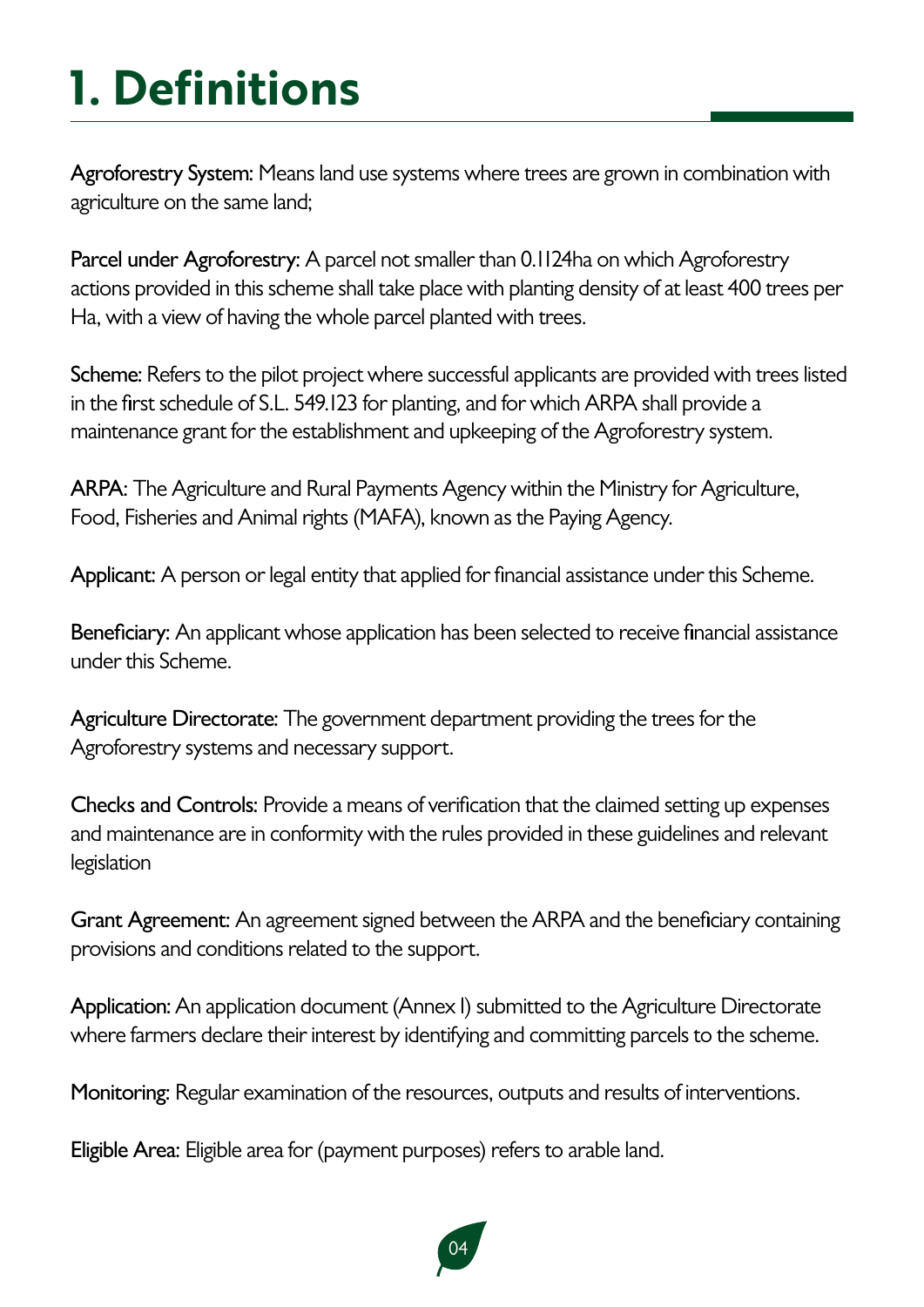# 1. Definitions

**Agroforestry System:** Means land use systems where trees are grown in combination with agriculture on the same land;

**Parcel under Agroforestry:** A parcel not smaller than 0.1124ha on which Agroforestry actions provided in this scheme shall take place with planting density of at least 400 trees per Ha, with a view of having the whole parcel planted with trees.

**Scheme:** Refers to the pilot project where successful applicants are provided with trees listed in the first schedule of S.L. 549.123 for planting, and for which ARPA shall provide a maintenance grant for the establishment and upkeeping of the Agroforestry system.

**ARPA:** The Agriculture and Rural Payments Agency within the Ministry for Agriculture, Food, Fisheries and Animal rights (MAFA), known as the Paying Agency.

**Applicant:** A person or legal entity that applied for financial assistance under this Scheme.

**Beneficiary:** An applicant whose application has been selected to receive financial assistance under this Scheme.

**Agriculture Directorate:** The government department providing the trees for the Agroforestry systems and necessary support.

**Checks and Controls:** Provide a means of verification that the claimed setting up expenses and maintenance are in conformity with the rules provided in these guidelines and relevant legislation

**Grant Agreement:** An agreement signed between the ARPA and the beneficiary containing provisions and conditions related to the support.

**Application:** An application document (Annex I) submitted to the Agriculture Directorate where farmers declare their interest by identifying and committing parcels to the scheme.

**Monitoring:** Regular examination of the resources, outputs and results of interventions.

**Eligible Area:** Eligible area for (payment purposes) refers to arable land.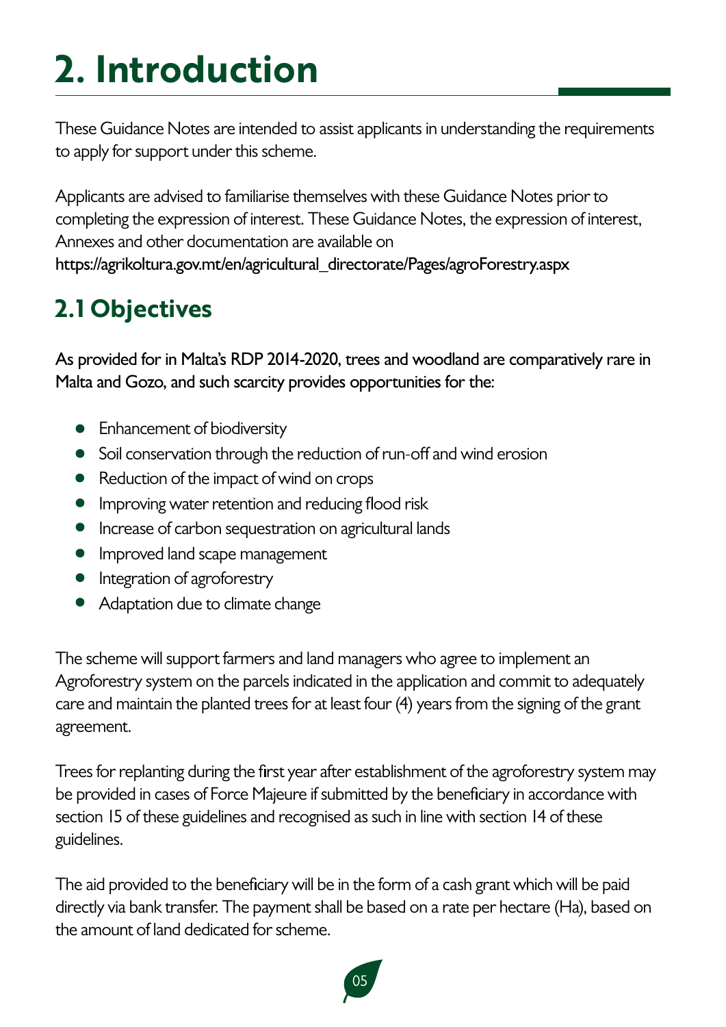# 2. Introduction

These Guidance Notes are intended to assist applicants in understanding the requirements to apply for support under this scheme.

Applicants are advised to familiarise themselves with these Guidance Notes prior to completing the expression of interest. These Guidance Notes, the expression of interest, Annexes and other documentation are available on
https://agrikoltura.gov.mt/en/agricultural_directorate/Pages/agroForestry.aspx

## 2.1 Objectives

As provided for in Malta's RDP 2014-2020, trees and woodland are comparatively rare in Malta and Gozo, and such scarcity provides opportunities for the:

- Enhancement of biodiversity
- Soil conservation through the reduction of run-off and wind erosion
- Reduction of the impact of wind on crops
- Improving water retention and reducing flood risk
- Increase of carbon sequestration on agricultural lands
- Improved land scape management
- Integration of agroforestry
- Adaptation due to climate change

The scheme will support farmers and land managers who agree to implement an Agroforestry system on the parcels indicated in the application and commit to adequately care and maintain the planted trees for at least four (4) years from the signing of the grant agreement.

Trees for replanting during the first year after establishment of the agroforestry system may be provided in cases of Force Majeure if submitted by the beneficiary in accordance with section 15 of these guidelines and recognised as such in line with section 14 of these guidelines.

The aid provided to the beneficiary will be in the form of a cash grant which will be paid directly via bank transfer. The payment shall be based on a rate per hectare (Ha), based on the amount of land dedicated for scheme.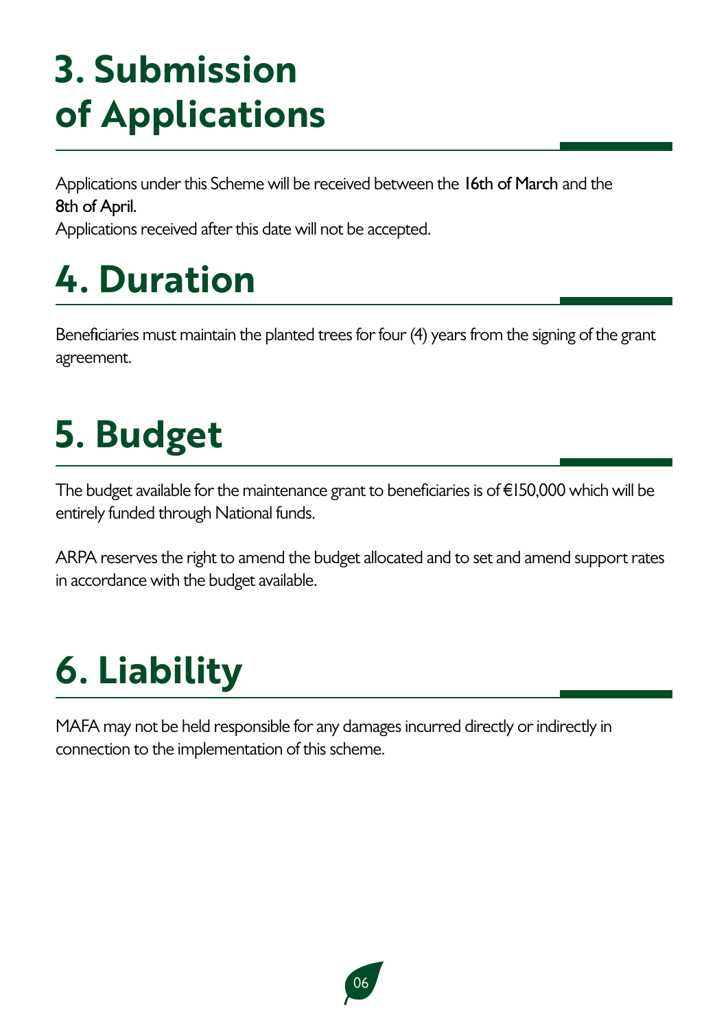# 3. Submission of Applications

Applications under this Scheme will be received between the 16th of March and the 8th of April.
Applications received after this date will not be accepted.

# 4. Duration

Beneficiaries must maintain the planted trees for four (4) years from the signing of the grant agreement.

# 5. Budget

The budget available for the maintenance grant to beneficiaries is of €150,000 which will be entirely funded through National funds.

ARPA reserves the right to amend the budget allocated and to set and amend support rates in accordance with the budget available.

# 6. Liability

MAFA may not be held responsible for any damages incurred directly or indirectly in connection to the implementation of this scheme.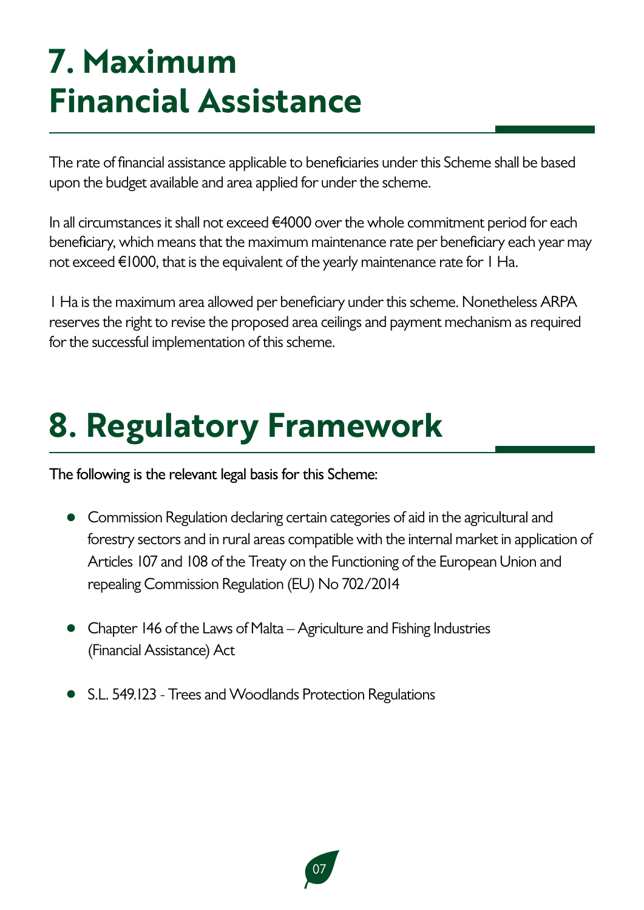# 7. Maximum Financial Assistance

The rate of financial assistance applicable to beneficiaries under this Scheme shall be based upon the budget available and area applied for under the scheme.

In all circumstances it shall not exceed €4000 over the whole commitment period for each beneficiary, which means that the maximum maintenance rate per beneficiary each year may not exceed €1000, that is the equivalent of the yearly maintenance rate for 1 Ha.

1 Ha is the maximum area allowed per beneficiary under this scheme. Nonetheless ARPA reserves the right to revise the proposed area ceilings and payment mechanism as required for the successful implementation of this scheme.

# 8. Regulatory Framework

The following is the relevant legal basis for this Scheme:

- Commission Regulation declaring certain categories of aid in the agricultural and forestry sectors and in rural areas compatible with the internal market in application of Articles 107 and 108 of the Treaty on the Functioning of the European Union and repealing Commission Regulation (EU) No 702/2014
- Chapter 146 of the Laws of Malta – Agriculture and Fishing Industries (Financial Assistance) Act
- S.L. 549.123 - Trees and Woodlands Protection Regulations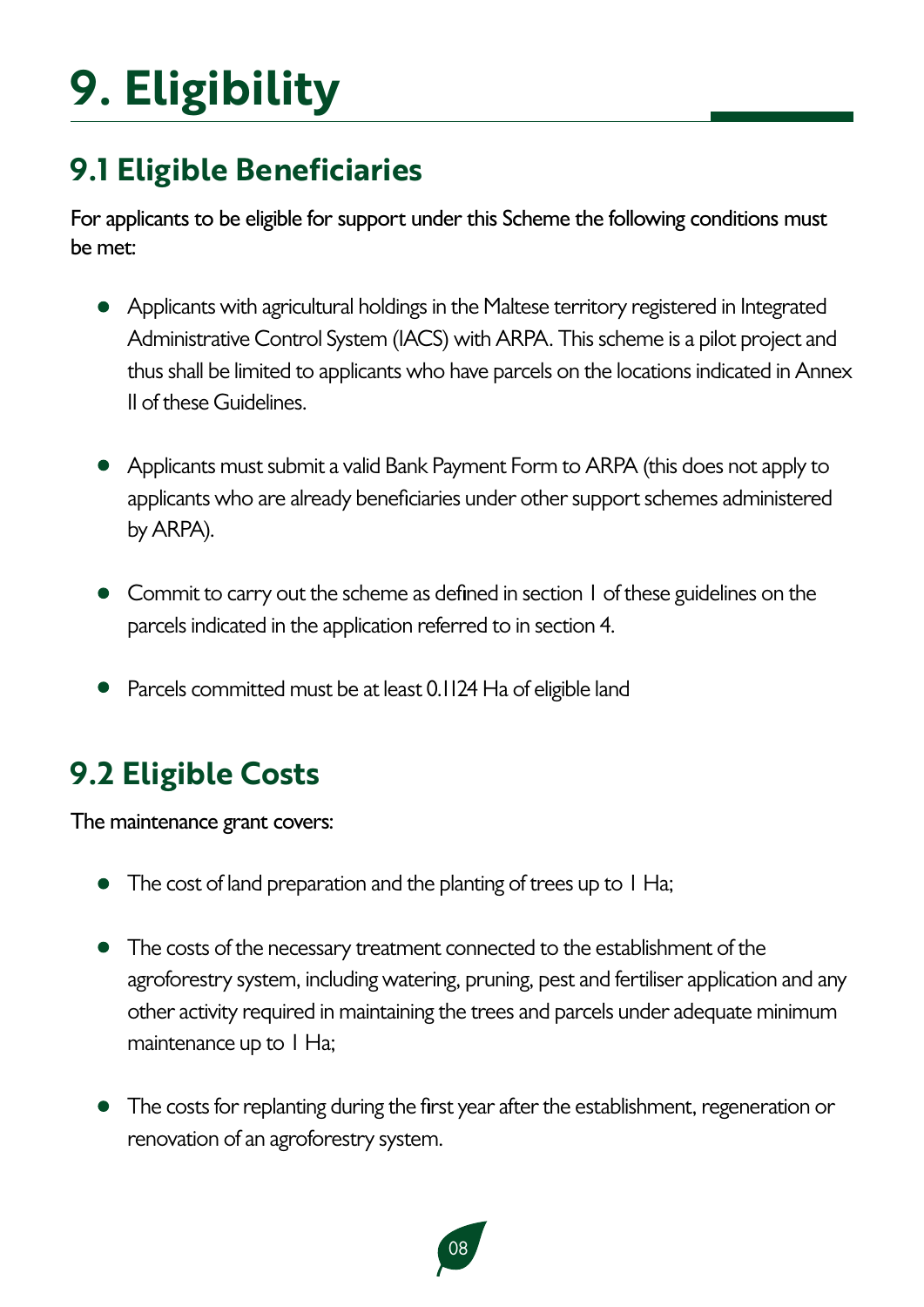# 9. Eligibility

## 9.1 Eligible Beneficiaries

For applicants to be eligible for support under this Scheme the following conditions must be met:

- Applicants with agricultural holdings in the Maltese territory registered in Integrated Administrative Control System (IACS) with ARPA. This scheme is a pilot project and thus shall be limited to applicants who have parcels on the locations indicated in Annex II of these Guidelines.
- Applicants must submit a valid Bank Payment Form to ARPA (this does not apply to applicants who are already beneficiaries under other support schemes administered by ARPA).
- Commit to carry out the scheme as defined in section 1 of these guidelines on the parcels indicated in the application referred to in section 4.
- Parcels committed must be at least 0.1124 Ha of eligible land

## 9.2 Eligible Costs

The maintenance grant covers:

- The cost of land preparation and the planting of trees up to 1 Ha;
- The costs of the necessary treatment connected to the establishment of the agroforestry system, including watering, pruning, pest and fertiliser application and any other activity required in maintaining the trees and parcels under adequate minimum maintenance up to 1 Ha;
- The costs for replanting during the first year after the establishment, regeneration or renovation of an agroforestry system.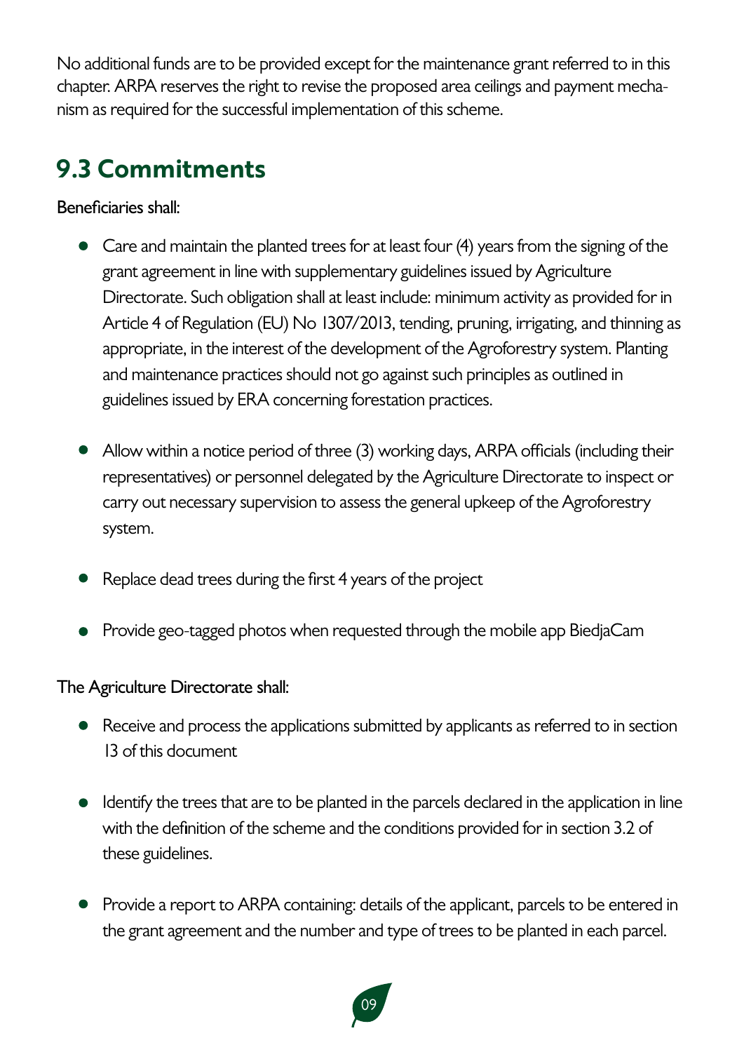No additional funds are to be provided except for the maintenance grant referred to in this chapter. ARPA reserves the right to revise the proposed area ceilings and payment mechanism as required for the successful implementation of this scheme.

## 9.3 Commitments

Beneficiaries shall:

- Care and maintain the planted trees for at least four (4) years from the signing of the grant agreement in line with supplementary guidelines issued by Agriculture Directorate. Such obligation shall at least include: minimum activity as provided for in Article 4 of Regulation (EU) No 1307/2013, tending, pruning, irrigating, and thinning as appropriate, in the interest of the development of the Agroforestry system. Planting and maintenance practices should not go against such principles as outlined in guidelines issued by ERA concerning forestation practices.

- Allow within a notice period of three (3) working days, ARPA officials (including their representatives) or personnel delegated by the Agriculture Directorate to inspect or carry out necessary supervision to assess the general upkeep of the Agroforestry system.

- Replace dead trees during the first 4 years of the project

- Provide geo-tagged photos when requested through the mobile app BiedjaCam

The Agriculture Directorate shall:

- Receive and process the applications submitted by applicants as referred to in section 13 of this document

- Identify the trees that are to be planted in the parcels declared in the application in line with the definition of the scheme and the conditions provided for in section 3.2 of these guidelines.

- Provide a report to ARPA containing: details of the applicant, parcels to be entered in the grant agreement and the number and type of trees to be planted in each parcel.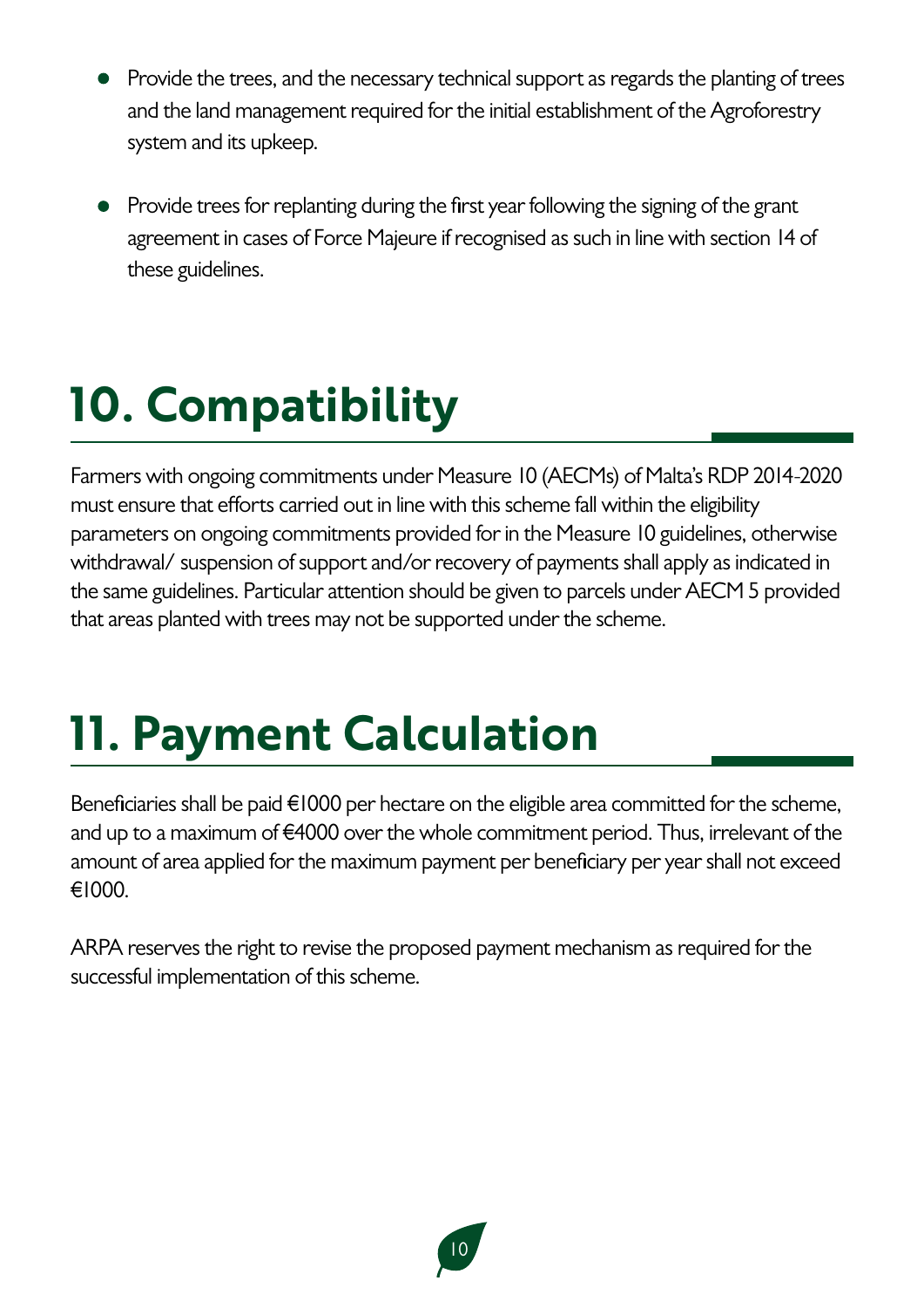- Provide the trees, and the necessary technical support as regards the planting of trees and the land management required for the initial establishment of the Agroforestry system and its upkeep.

- Provide trees for replanting during the first year following the signing of the grant agreement in cases of Force Majeure if recognised as such in line with section 14 of these guidelines.

# 10. Compatibility

Farmers with ongoing commitments under Measure 10 (AECMs) of Malta's RDP 2014-2020 must ensure that efforts carried out in line with this scheme fall within the eligibility parameters on ongoing commitments provided for in the Measure 10 guidelines, otherwise withdrawal/ suspension of support and/or recovery of payments shall apply as indicated in the same guidelines. Particular attention should be given to parcels under AECM 5 provided that areas planted with trees may not be supported under the scheme.

# 11. Payment Calculation

Beneficiaries shall be paid €1000 per hectare on the eligible area committed for the scheme, and up to a maximum of €4000 over the whole commitment period. Thus, irrelevant of the amount of area applied for the maximum payment per beneficiary per year shall not exceed €1000.

ARPA reserves the right to revise the proposed payment mechanism as required for the successful implementation of this scheme.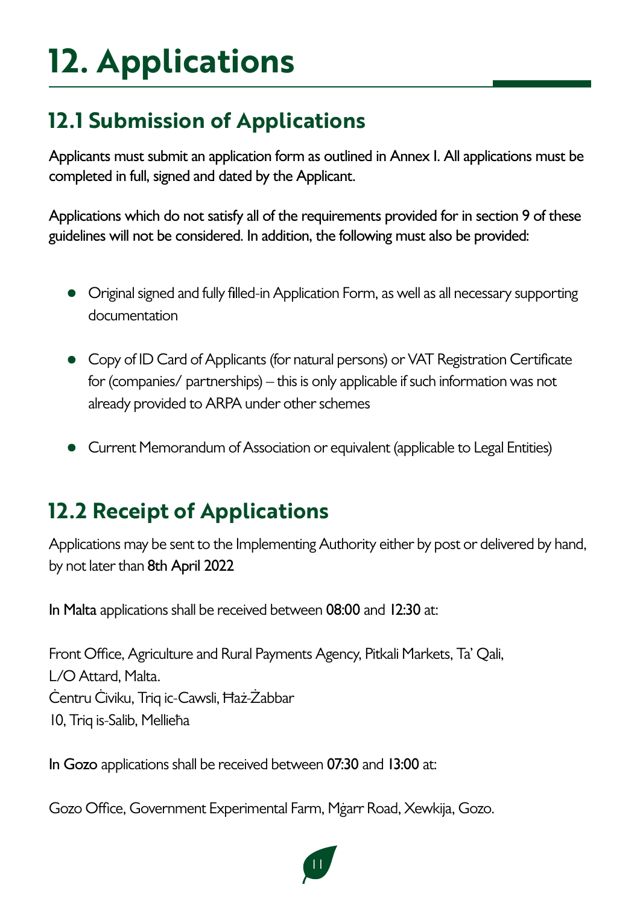# 12. Applications

## 12.1 Submission of Applications

Applicants must submit an application form as outlined in Annex I. All applications must be completed in full, signed and dated by the Applicant.

Applications which do not satisfy all of the requirements provided for in section 9 of these guidelines will not be considered. In addition, the following must also be provided:

- Original signed and fully filled-in Application Form, as well as all necessary supporting documentation
- Copy of ID Card of Applicants (for natural persons) or VAT Registration Certificate for (companies/ partnerships) – this is only applicable if such information was not already provided to ARPA under other schemes
- Current Memorandum of Association or equivalent (applicable to Legal Entities)

## 12.2 Receipt of Applications

Applications may be sent to the Implementing Authority either by post or delivered by hand, by not later than 8th April 2022

In Malta applications shall be received between 08:00 and 12:30 at:

Front Office, Agriculture and Rural Payments Agency, Pitkali Markets, Ta' Qali,
L/O Attard, Malta.
Ċentru Ċiviku, Triq ic-Cawsli, Ħaż-Żabbar
10, Triq is-Salib, Mellieħa

In Gozo applications shall be received between 07:30 and 13:00 at:

Gozo Office, Government Experimental Farm, Mġarr Road, Xewkija, Gozo.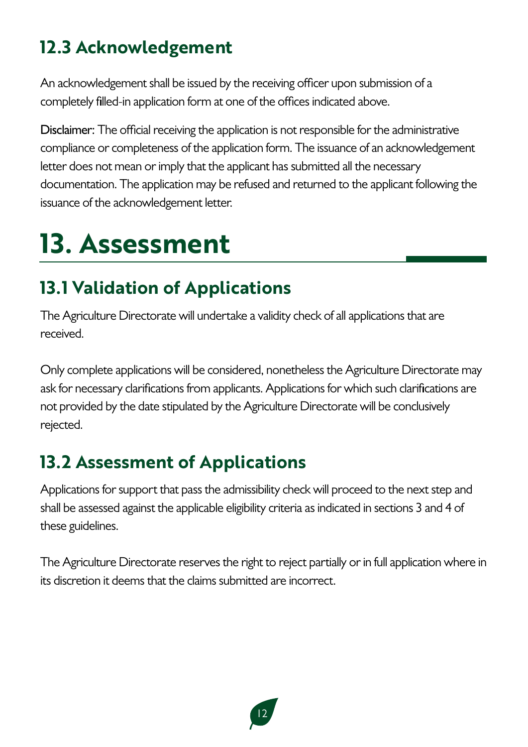## 12.3 Acknowledgement

An acknowledgement shall be issued by the receiving officer upon submission of a completely filled-in application form at one of the offices indicated above.

Disclaimer: The official receiving the application is not responsible for the administrative compliance or completeness of the application form. The issuance of an acknowledgement letter does not mean or imply that the applicant has submitted all the necessary documentation. The application may be refused and returned to the applicant following the issuance of the acknowledgement letter.

# 13. Assessment

## 13.1 Validation of Applications

The Agriculture Directorate will undertake a validity check of all applications that are received.

Only complete applications will be considered, nonetheless the Agriculture Directorate may ask for necessary clarifications from applicants. Applications for which such clarifications are not provided by the date stipulated by the Agriculture Directorate will be conclusively rejected.

## 13.2 Assessment of Applications

Applications for support that pass the admissibility check will proceed to the next step and shall be assessed against the applicable eligibility criteria as indicated in sections 3 and 4 of these guidelines.

The Agriculture Directorate reserves the right to reject partially or in full application where in its discretion it deems that the claims submitted are incorrect.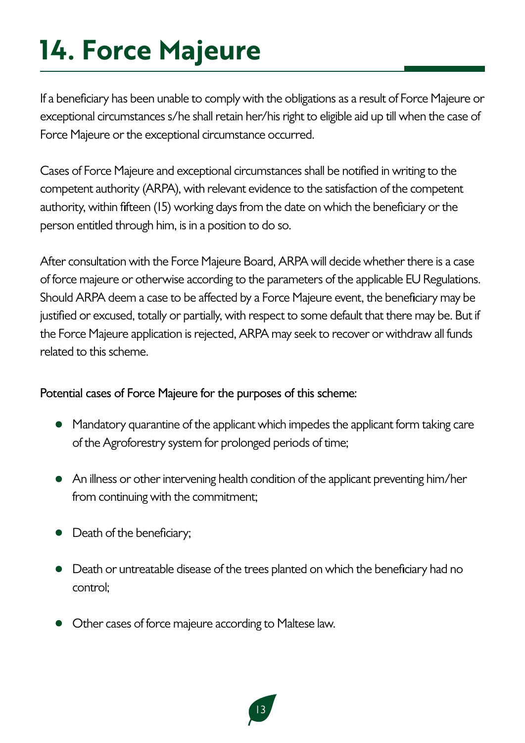# 14. Force Majeure

If a beneficiary has been unable to comply with the obligations as a result of Force Majeure or exceptional circumstances s/he shall retain her/his right to eligible aid up till when the case of Force Majeure or the exceptional circumstance occurred.

Cases of Force Majeure and exceptional circumstances shall be notified in writing to the competent authority (ARPA), with relevant evidence to the satisfaction of the competent authority, within fifteen (15) working days from the date on which the beneficiary or the person entitled through him, is in a position to do so.

After consultation with the Force Majeure Board, ARPA will decide whether there is a case of force majeure or otherwise according to the parameters of the applicable EU Regulations. Should ARPA deem a case to be affected by a Force Majeure event, the beneficiary may be justified or excused, totally or partially, with respect to some default that there may be. But if the Force Majeure application is rejected, ARPA may seek to recover or withdraw all funds related to this scheme.

Potential cases of Force Majeure for the purposes of this scheme:

- Mandatory quarantine of the applicant which impedes the applicant form taking care of the Agroforestry system for prolonged periods of time;
- An illness or other intervening health condition of the applicant preventing him/her from continuing with the commitment;
- Death of the beneficiary;
- Death or untreatable disease of the trees planted on which the beneficiary had no control;
- Other cases of force majeure according to Maltese law.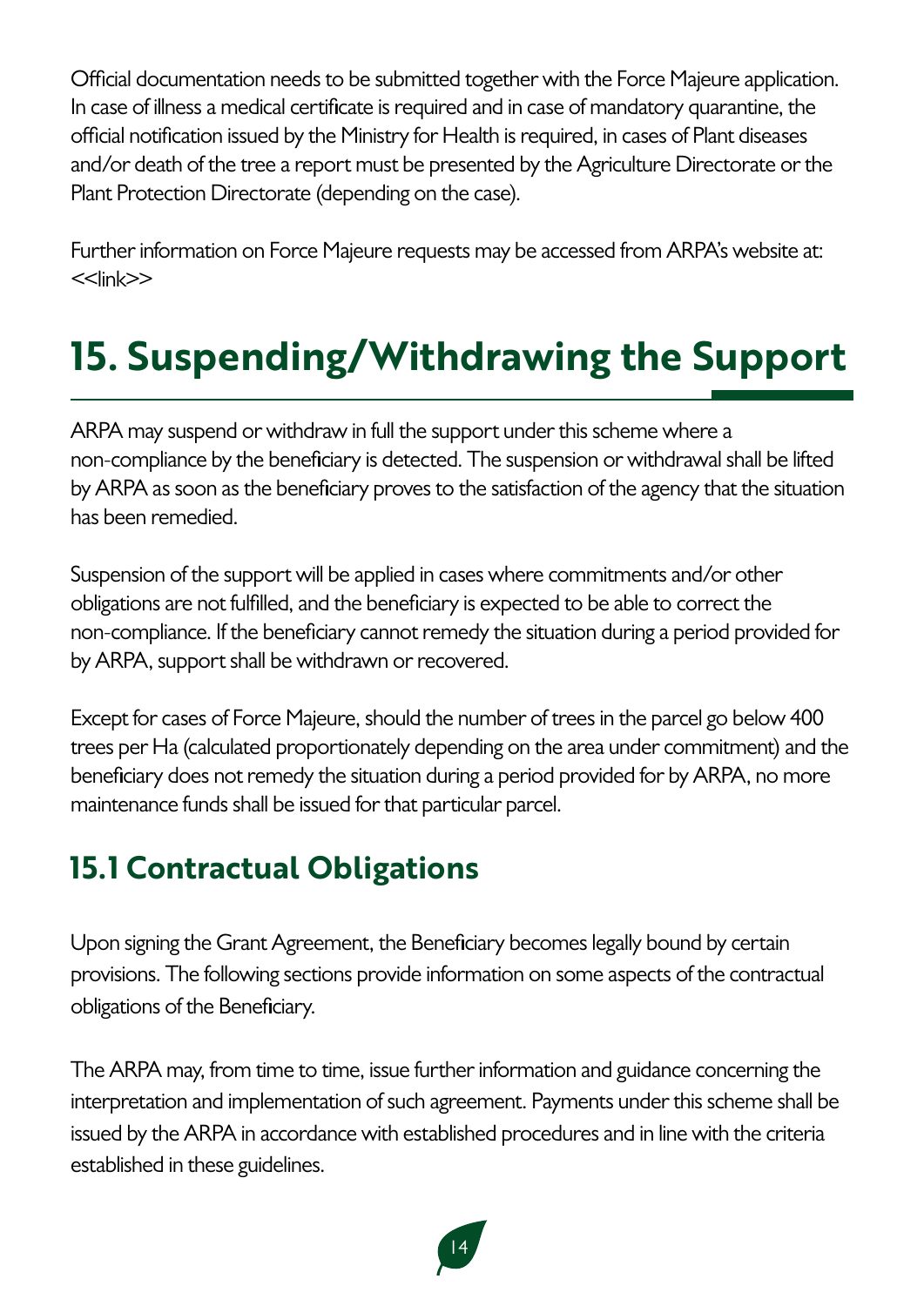Official documentation needs to be submitted together with the Force Majeure application. In case of illness a medical certificate is required and in case of mandatory quarantine, the official notification issued by the Ministry for Health is required, in cases of Plant diseases and/or death of the tree a report must be presented by the Agriculture Directorate or the Plant Protection Directorate (depending on the case).

Further information on Force Majeure requests may be accessed from ARPA's website at: <<link>>

# 15. Suspending/Withdrawing the Support

ARPA may suspend or withdraw in full the support under this scheme where a non-compliance by the beneficiary is detected. The suspension or withdrawal shall be lifted by ARPA as soon as the beneficiary proves to the satisfaction of the agency that the situation has been remedied.

Suspension of the support will be applied in cases where commitments and/or other obligations are not fulfilled, and the beneficiary is expected to be able to correct the non-compliance. If the beneficiary cannot remedy the situation during a period provided for by ARPA, support shall be withdrawn or recovered.

Except for cases of Force Majeure, should the number of trees in the parcel go below 400 trees per Ha (calculated proportionately depending on the area under commitment) and the beneficiary does not remedy the situation during a period provided for by ARPA, no more maintenance funds shall be issued for that particular parcel.

## 15.1 Contractual Obligations

Upon signing the Grant Agreement, the Beneficiary becomes legally bound by certain provisions. The following sections provide information on some aspects of the contractual obligations of the Beneficiary.

The ARPA may, from time to time, issue further information and guidance concerning the interpretation and implementation of such agreement. Payments under this scheme shall be issued by the ARPA in accordance with established procedures and in line with the criteria established in these guidelines.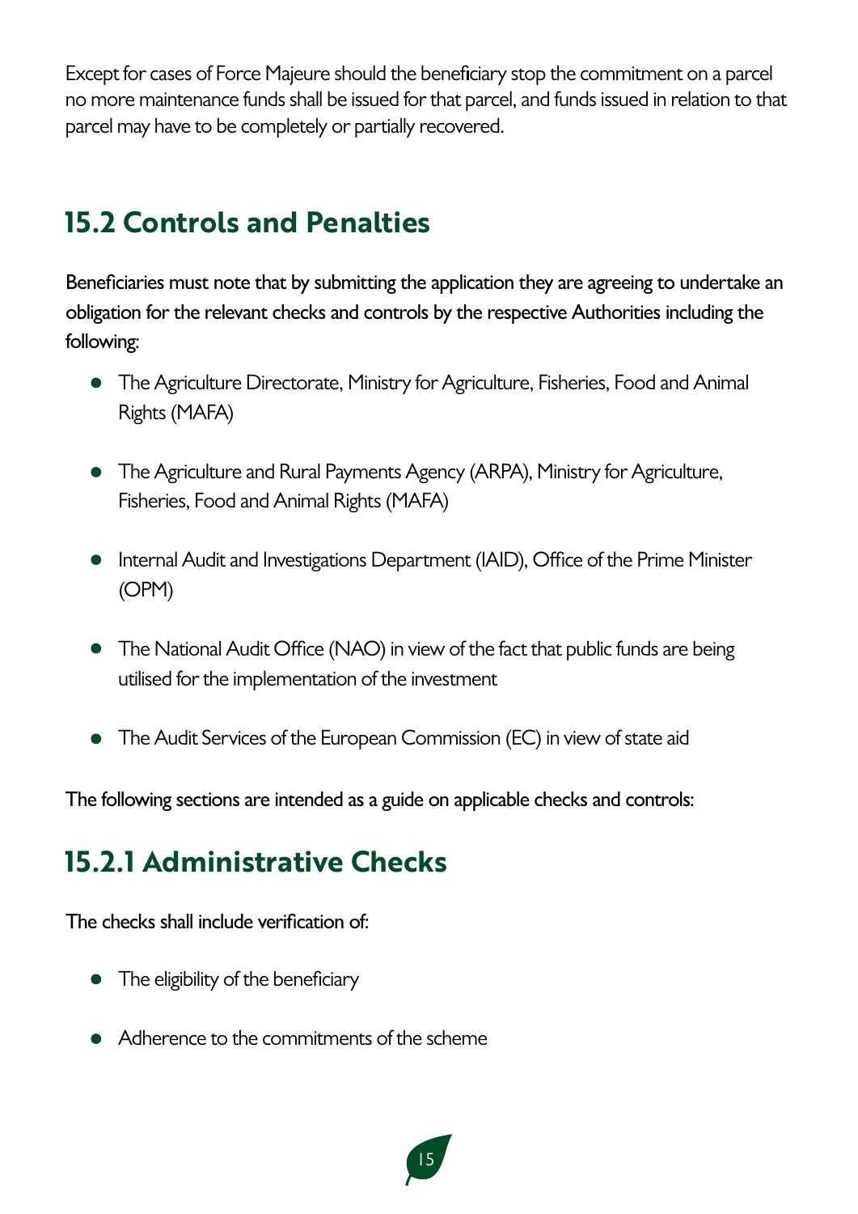Except for cases of Force Majeure should the beneficiary stop the commitment on a parcel no more maintenance funds shall be issued for that parcel, and funds issued in relation to that parcel may have to be completely or partially recovered.

## 15.2 Controls and Penalties

Beneficiaries must note that by submitting the application they are agreeing to undertake an obligation for the relevant checks and controls by the respective Authorities including the following:

- The Agriculture Directorate, Ministry for Agriculture, Fisheries, Food and Animal Rights (MAFA)
- The Agriculture and Rural Payments Agency (ARPA), Ministry for Agriculture, Fisheries, Food and Animal Rights (MAFA)
- Internal Audit and Investigations Department (IAID), Office of the Prime Minister (OPM)
- The National Audit Office (NAO) in view of the fact that public funds are being utilised for the implementation of the investment
- The Audit Services of the European Commission (EC) in view of state aid

The following sections are intended as a guide on applicable checks and controls:

### 15.2.1 Administrative Checks

The checks shall include verification of:

- The eligibility of the beneficiary
- Adherence to the commitments of the scheme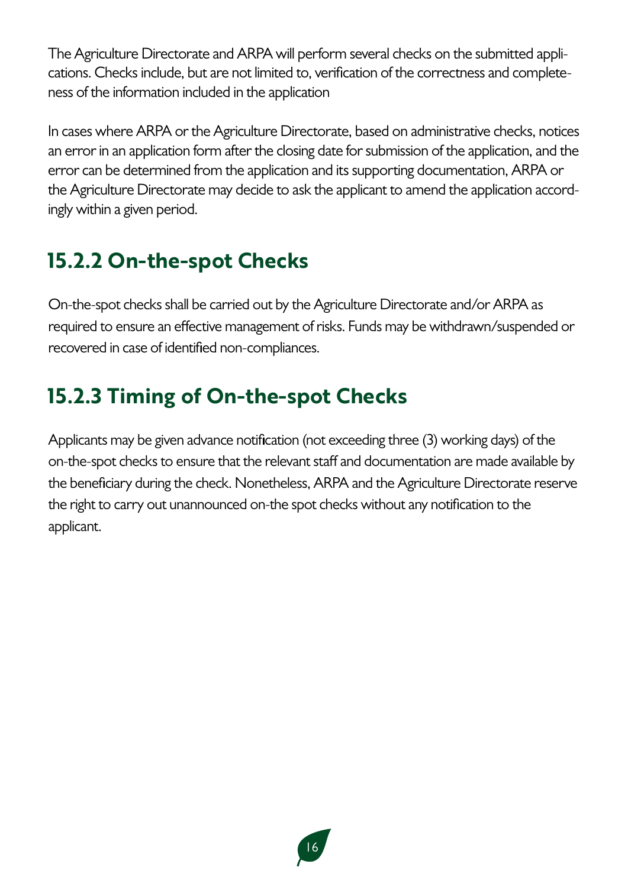The Agriculture Directorate and ARPA will perform several checks on the submitted applications. Checks include, but are not limited to, verification of the correctness and completeness of the information included in the application

In cases where ARPA or the Agriculture Directorate, based on administrative checks, notices an error in an application form after the closing date for submission of the application, and the error can be determined from the application and its supporting documentation, ARPA or the Agriculture Directorate may decide to ask the applicant to amend the application accordingly within a given period.

## 15.2.2 On-the-spot Checks

On-the-spot checks shall be carried out by the Agriculture Directorate and/or ARPA as required to ensure an effective management of risks. Funds may be withdrawn/suspended or recovered in case of identified non-compliances.

## 15.2.3 Timing of On-the-spot Checks

Applicants may be given advance notification (not exceeding three (3) working days) of the on-the-spot checks to ensure that the relevant staff and documentation are made available by the beneficiary during the check. Nonetheless, ARPA and the Agriculture Directorate reserve the right to carry out unannounced on-the spot checks without any notification to the applicant.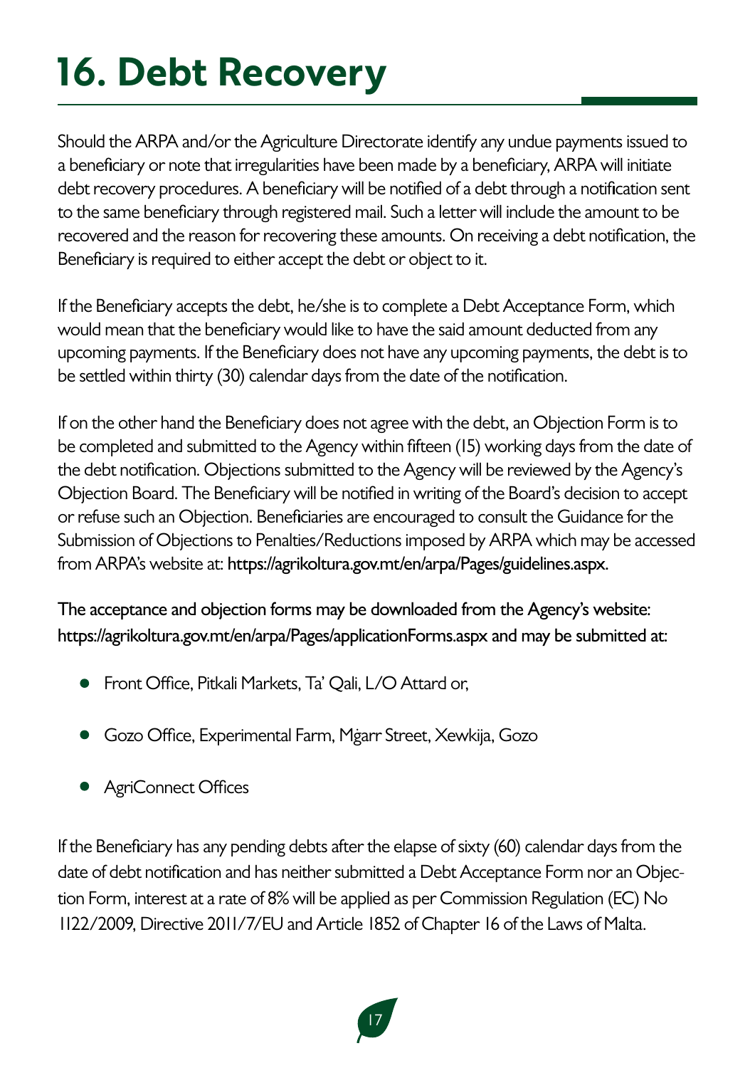# 16. Debt Recovery

Should the ARPA and/or the Agriculture Directorate identify any undue payments issued to a beneficiary or note that irregularities have been made by a beneficiary, ARPA will initiate debt recovery procedures. A beneficiary will be notified of a debt through a notification sent to the same beneficiary through registered mail. Such a letter will include the amount to be recovered and the reason for recovering these amounts. On receiving a debt notification, the Beneficiary is required to either accept the debt or object to it.

If the Beneficiary accepts the debt, he/she is to complete a Debt Acceptance Form, which would mean that the beneficiary would like to have the said amount deducted from any upcoming payments. If the Beneficiary does not have any upcoming payments, the debt is to be settled within thirty (30) calendar days from the date of the notification.

If on the other hand the Beneficiary does not agree with the debt, an Objection Form is to be completed and submitted to the Agency within fifteen (15) working days from the date of the debt notification. Objections submitted to the Agency will be reviewed by the Agency's Objection Board. The Beneficiary will be notified in writing of the Board's decision to accept or refuse such an Objection. Beneficiaries are encouraged to consult the Guidance for the Submission of Objections to Penalties/Reductions imposed by ARPA which may be accessed from ARPA's website at: https://agrikoltura.gov.mt/en/arpa/Pages/guidelines.aspx.

The acceptance and objection forms may be downloaded from the Agency's website: https://agrikoltura.gov.mt/en/arpa/Pages/applicationForms.aspx and may be submitted at:

- Front Office, Pitkali Markets, Ta' Qali, L/O Attard or,
- Gozo Office, Experimental Farm, Mġarr Street, Xewkija, Gozo
- AgriConnect Offices

If the Beneficiary has any pending debts after the elapse of sixty (60) calendar days from the date of debt notification and has neither submitted a Debt Acceptance Form nor an Objection Form, interest at a rate of 8% will be applied as per Commission Regulation (EC) No 1122/2009, Directive 2011/7/EU and Article 1852 of Chapter 16 of the Laws of Malta.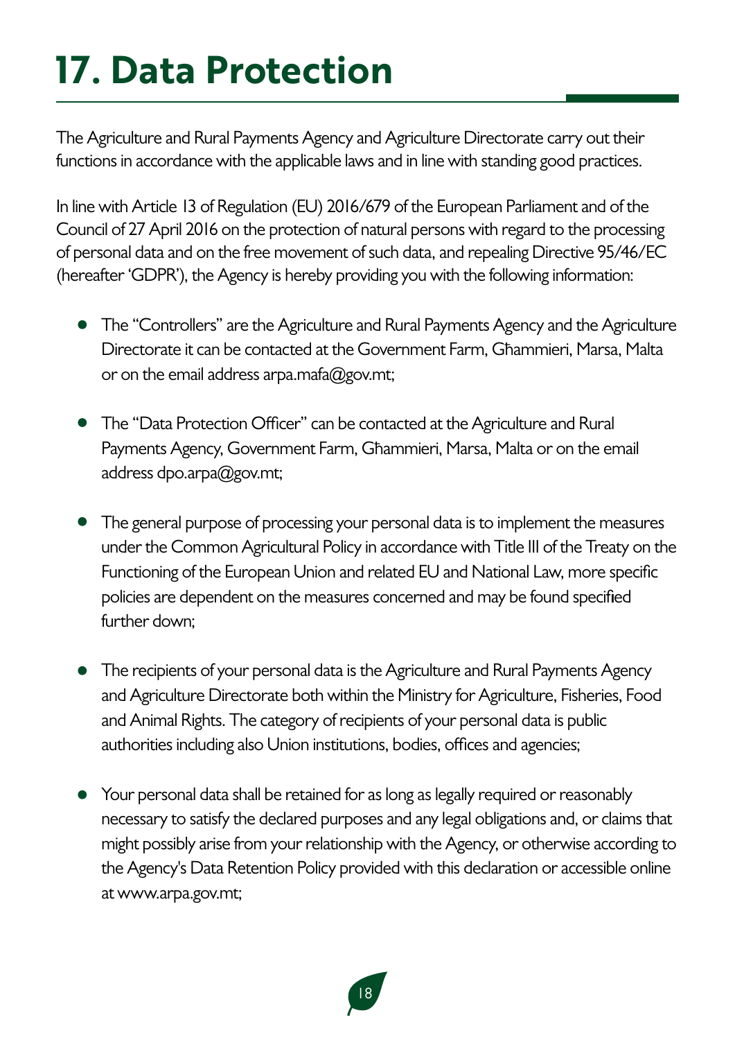# 17. Data Protection

The Agriculture and Rural Payments Agency and Agriculture Directorate carry out their functions in accordance with the applicable laws and in line with standing good practices.

In line with Article 13 of Regulation (EU) 2016/679 of the European Parliament and of the Council of 27 April 2016 on the protection of natural persons with regard to the processing of personal data and on the free movement of such data, and repealing Directive 95/46/EC (hereafter 'GDPR'), the Agency is hereby providing you with the following information:

- The "Controllers" are the Agriculture and Rural Payments Agency and the Agriculture Directorate it can be contacted at the Government Farm, Għammieri, Marsa, Malta or on the email address arpa.mafa@gov.mt;

- The "Data Protection Officer" can be contacted at the Agriculture and Rural Payments Agency, Government Farm, Għammieri, Marsa, Malta or on the email address dpo.arpa@gov.mt;

- The general purpose of processing your personal data is to implement the measures under the Common Agricultural Policy in accordance with Title III of the Treaty on the Functioning of the European Union and related EU and National Law, more specific policies are dependent on the measures concerned and may be found specified further down;

- The recipients of your personal data is the Agriculture and Rural Payments Agency and Agriculture Directorate both within the Ministry for Agriculture, Fisheries, Food and Animal Rights. The category of recipients of your personal data is public authorities including also Union institutions, bodies, offices and agencies;

- Your personal data shall be retained for as long as legally required or reasonably necessary to satisfy the declared purposes and any legal obligations and, or claims that might possibly arise from your relationship with the Agency, or otherwise according to the Agency's Data Retention Policy provided with this declaration or accessible online at www.arpa.gov.mt;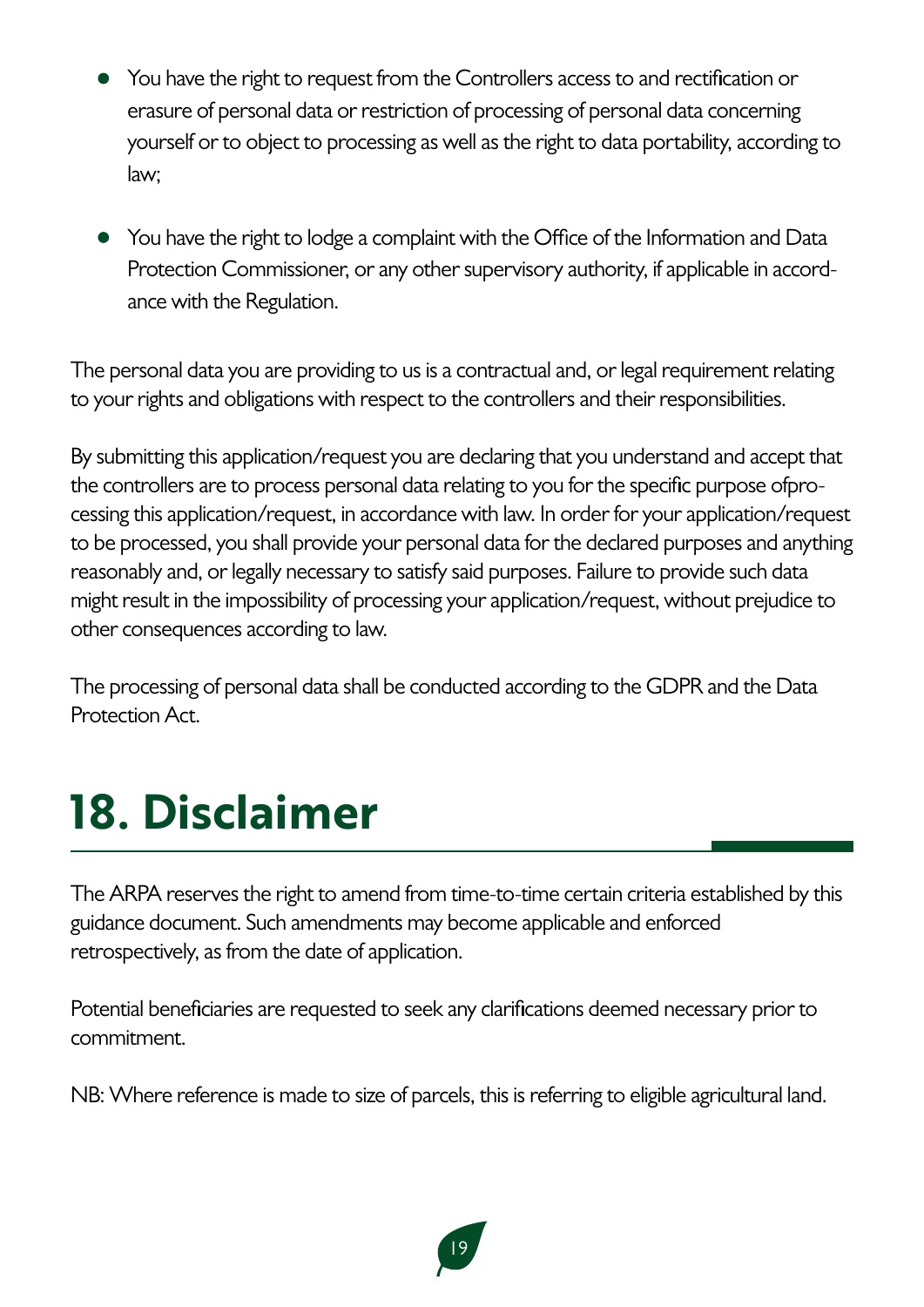- You have the right to request from the Controllers access to and rectification or erasure of personal data or restriction of processing of personal data concerning yourself or to object to processing as well as the right to data portability, according to law;

- You have the right to lodge a complaint with the Office of the Information and Data Protection Commissioner, or any other supervisory authority, if applicable in accordance with the Regulation.

The personal data you are providing to us is a contractual and, or legal requirement relating to your rights and obligations with respect to the controllers and their responsibilities.

By submitting this application/request you are declaring that you understand and accept that the controllers are to process personal data relating to you for the specific purpose ofprocessing this application/request, in accordance with law. In order for your application/request to be processed, you shall provide your personal data for the declared purposes and anything reasonably and, or legally necessary to satisfy said purposes. Failure to provide such data might result in the impossibility of processing your application/request, without prejudice to other consequences according to law.

The processing of personal data shall be conducted according to the GDPR and the Data Protection Act.

# 18. Disclaimer

The ARPA reserves the right to amend from time-to-time certain criteria established by this guidance document. Such amendments may become applicable and enforced retrospectively, as from the date of application.

Potential beneficiaries are requested to seek any clarifications deemed necessary prior to commitment.

NB: Where reference is made to size of parcels, this is referring to eligible agricultural land.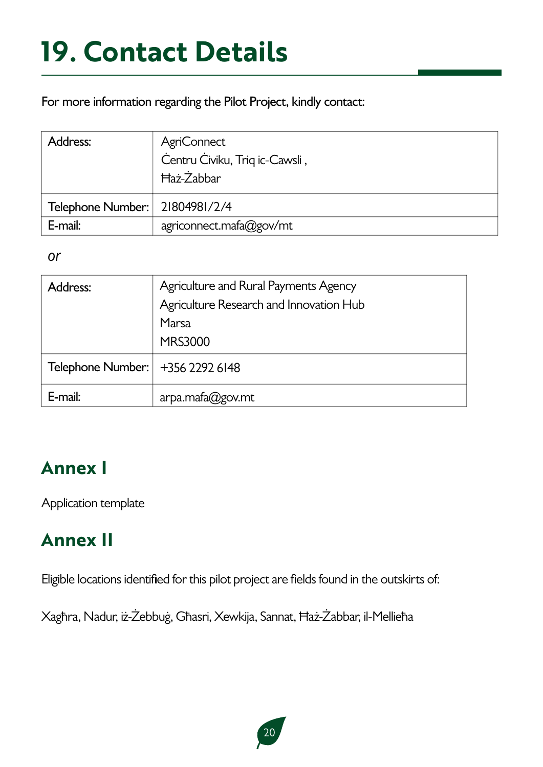# 19. Contact Details

For more information regarding the Pilot Project, kindly contact:

| Address: | AgriConnect<br>Ċentru Ċiviku, Triq ic-Cawsli ,<br>Ħaż-Żabbar |
|---|---|
| Telephone Number: | 21804981/2/4 |
| E-mail: | agriconnect.mafa@gov/mt |

*or*

| Address: | Agriculture and Rural Payments Agency<br>Agriculture Research and Innovation Hub<br>Marsa<br>MRS3000 |
|---|---|
| Telephone Number: | +356 2292 6148 |
| E-mail: | arpa.mafa@gov.mt |

## Annex I

Application template

## Annex II

Eligible locations identified for this pilot project are fields found in the outskirts of:

Xagħra, Nadur, iż-Żebbuġ, Għasri, Xewkija, Sannat, Ħaż-Żabbar, il-Mellieħa